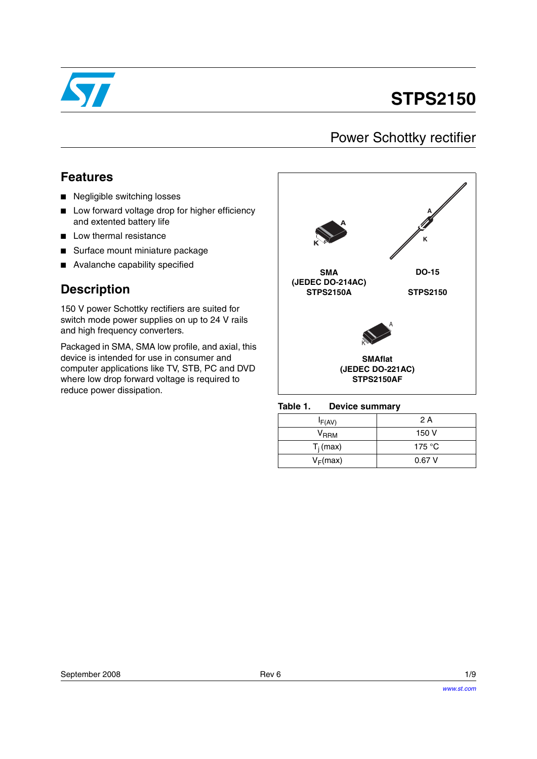# STPS2150

## Power Schottky rectifier

### Features

- Negligible switching losses
- Low forward voltage drop for higher efficiency and extented battery life
- Low thermal resistance
- Surface mount miniature package
- Avalanche capability specified

### Description

150 V power Schottky rectifiers are suited for switch mode power supplies on up to 24 V rails and high frequency converters.

Packaged in SMA, SMA low profile, and axial, this device is intended for use in consumer and computer applications like TV, STB, PC and DVD where low drop forward voltage is required to reduce power dissipation.

**SMA (JEDEC DO-214AC) STPS2150A**

**DO-15 STPS2150**

**SMAflat (JEDEC DO-221AC) STPS2150AF**

**Table 1. Device summary**

| | |
|---|---|
| $I_{F(AV)}$ | 2 A |
| $V_{RRM}$ | 150 V |
| $T_j$ (max) | 175 °C |
| $V_F$(max) | 0.67 V |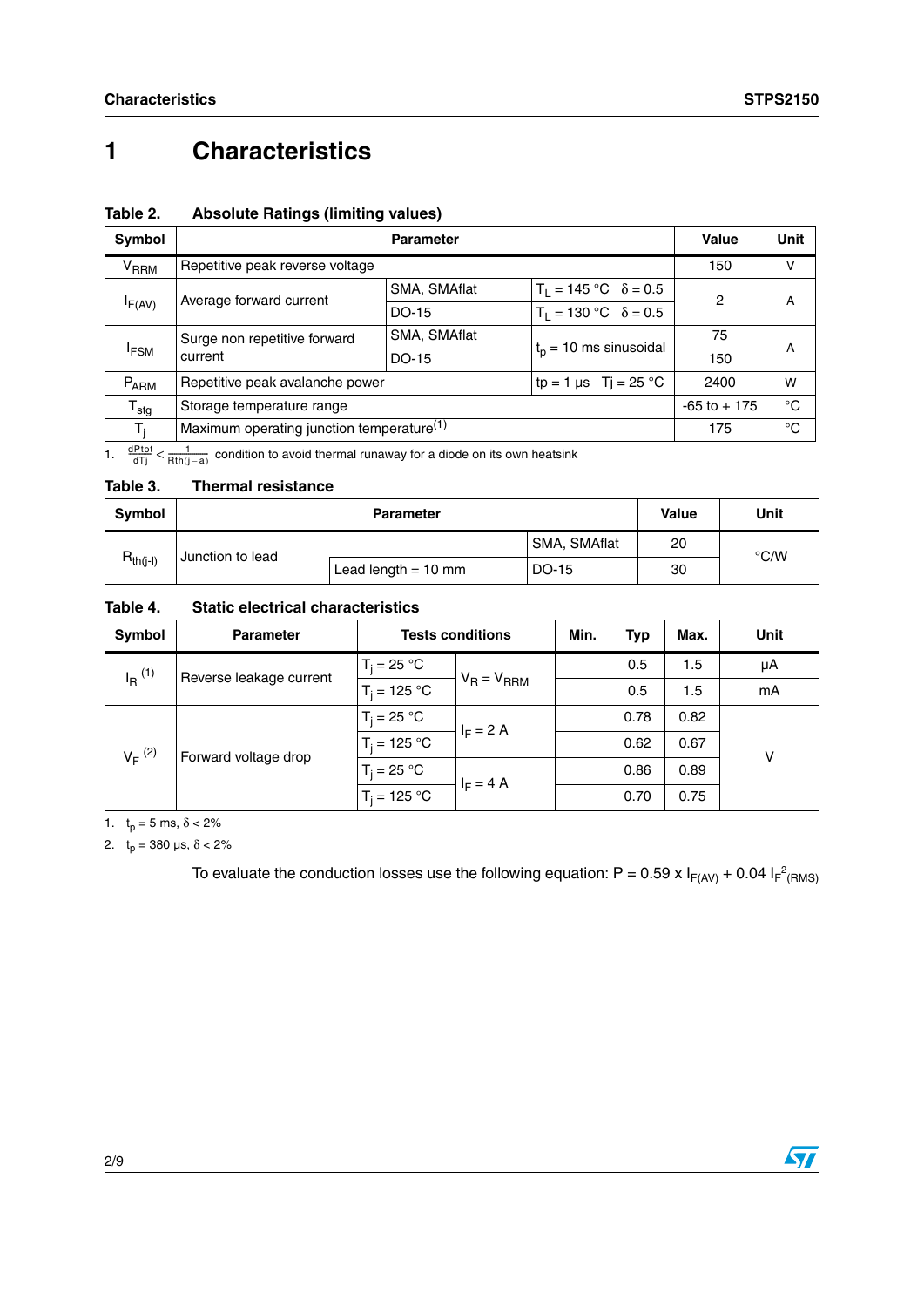# 1 Characteristics

**Table 2. Absolute Ratings (limiting values)**

| Symbol | Parameter | | | Value | Unit |
|---|---|---|---|---|---|
| $V_{RRM}$ | Repetitive peak reverse voltage | | | 150 | V |
| $I_{F(AV)}$ | Average forward current | SMA, SMAflat | $T_L$ = 145 °C $\delta$ = 0.5 | 2 | A |
| | | DO-15 | $T_L$ = 130 °C $\delta$ = 0.5 | | |
| $I_{FSM}$ | Surge non repetitive forward current | SMA, SMAflat | $t_p$ = 10 ms sinusoidal | 75 | A |
| | | DO-15 | | 150 | |
| $P_{ARM}$ | Repetitive peak avalanche power | | tp = 1 µs Tj = 25 °C | 2400 | W |
| $T_{stg}$ | Storage temperature range | | | -65 to + 175 | °C |
| $T_j$ | Maximum operating junction temperature[1] | | | 175 | °C |

1. $\frac{dPtot}{dTj} < \frac{1}{Rth(j-a)}$ condition to avoid thermal runaway for a diode on its own heatsink

**Table 3. Thermal resistance**

| Symbol | Parameter | | | Value | Unit |
|---|---|---|---|---|---|
| $R_{th(j-l)}$ | Junction to lead | | SMA, SMAflat | 20 | °C/W |
| | | Lead length = 10 mm | DO-15 | 30 | |

**Table 4. Static electrical characteristics**

| Symbol | Parameter | Tests conditions | | Min. | Typ | Max. | Unit |
|---|---|---|---|---|---|---|---|
| $I_R$ [1] | Reverse leakage current | $T_j$ = 25 °C | $V_R = V_{RRM}$ | | 0.5 | 1.5 | µA |
| | | $T_j$ = 125 °C | | | 0.5 | 1.5 | mA |
| $V_F$ [2] | Forward voltage drop | $T_j$ = 25 °C | $I_F$ = 2 A | | 0.78 | 0.82 | V |
| | | $T_j$ = 125 °C | | | 0.62 | 0.67 | |
| | | $T_j$ = 25 °C | $I_F$ = 4 A | | 0.86 | 0.89 | |
| | | $T_j$ = 125 °C | | | 0.70 | 0.75 | |

1. $t_p$ = 5 ms, $\delta$ < 2%
2. $t_p$ = 380 µs, $\delta$ < 2%

To evaluate the conduction losses use the following equation: $P = 0.59 \times I_{F(AV)} + 0.04\ I_{F}^{2}{}_{(RMS)}$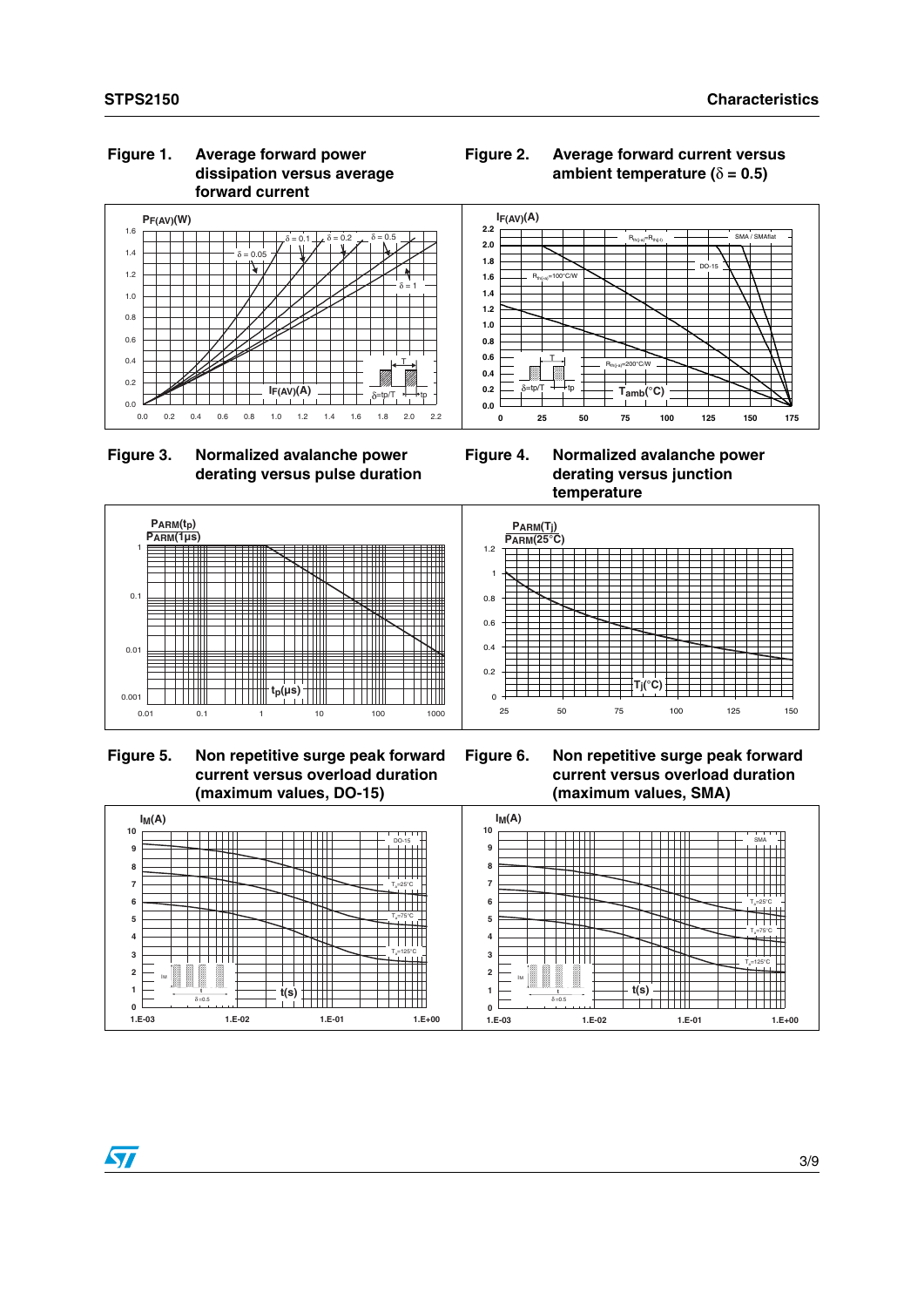**Figure 1. Average forward power dissipation versus average forward current**

**Figure 2. Average forward current versus ambient temperature ($\delta$ = 0.5)**

**Figure 3. Normalized avalanche power derating versus pulse duration**

**Figure 4. Normalized avalanche power derating versus junction temperature**

**Figure 5. Non repetitive surge peak forward current versus overload duration (maximum values, DO-15)**

**Figure 6. Non repetitive surge peak forward current versus overload duration (maximum values, SMA)**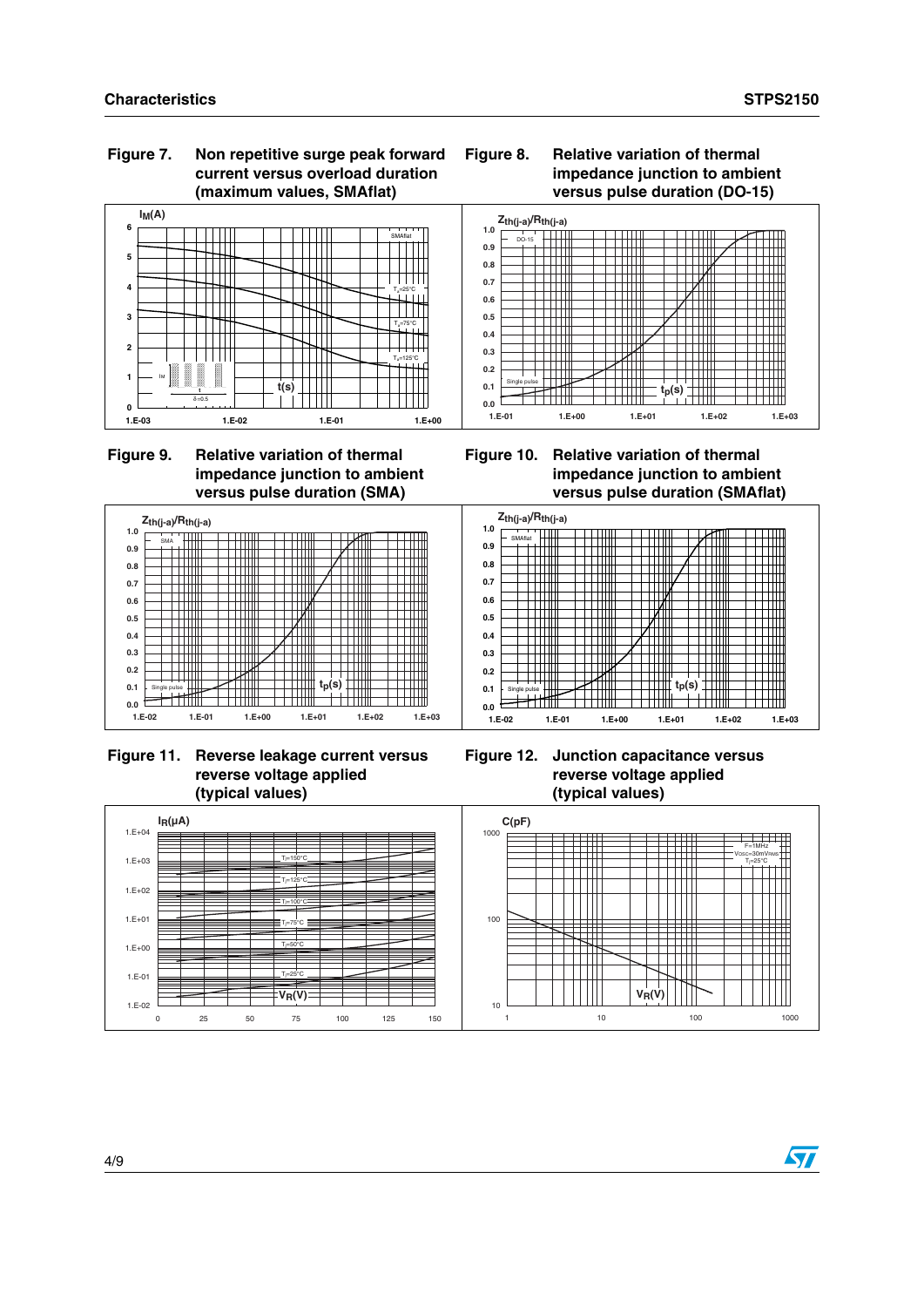**Figure 7. Non repetitive surge peak forward current versus overload duration (maximum values, SMAflat)**

**Figure 8. Relative variation of thermal impedance junction to ambient versus pulse duration (DO-15)**

**Figure 9. Relative variation of thermal impedance junction to ambient versus pulse duration (SMA)**

**Figure 10. Relative variation of thermal impedance junction to ambient versus pulse duration (SMAflat)**

**Figure 11. Reverse leakage current versus reverse voltage applied (typical values)**

**Figure 12. Junction capacitance versus reverse voltage applied (typical values)**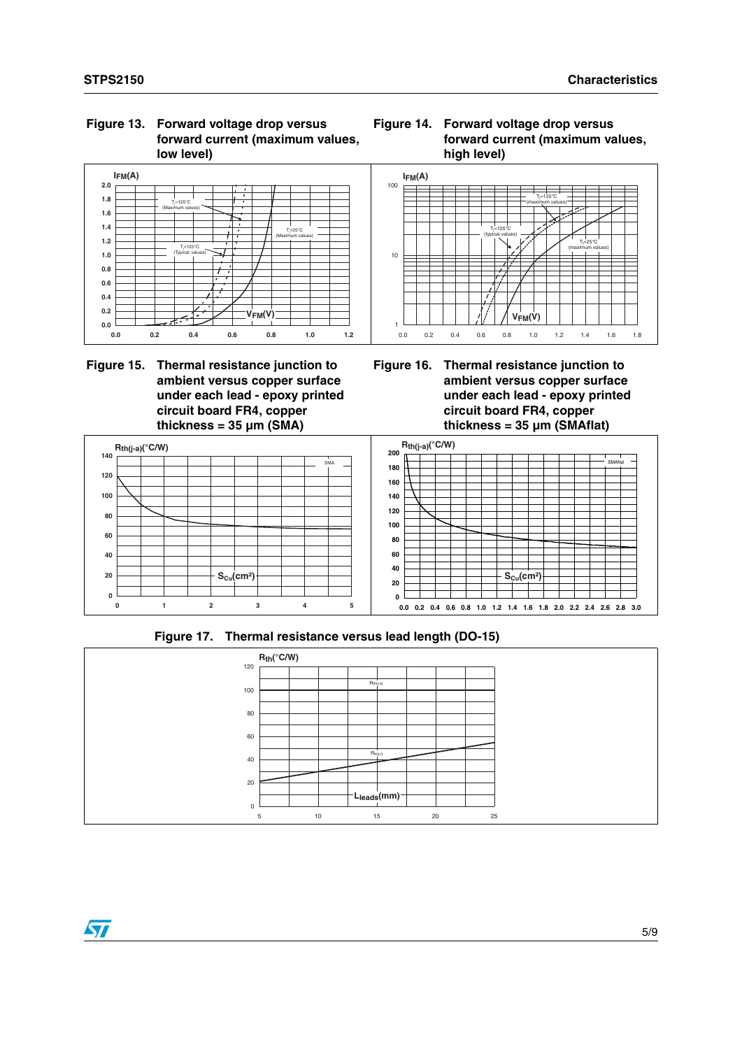Figure 13. Forward voltage drop versus forward current (maximum values, low level)

Figure 14. Forward voltage drop versus forward current (maximum values, high level)

Figure 15. Thermal resistance junction to ambient versus copper surface under each lead - epoxy printed circuit board FR4, copper thickness = 35 µm (SMA)

Figure 16. Thermal resistance junction to ambient versus copper surface under each lead - epoxy printed circuit board FR4, copper thickness = 35 µm (SMAflat)

Figure 17. Thermal resistance versus lead length (DO-15)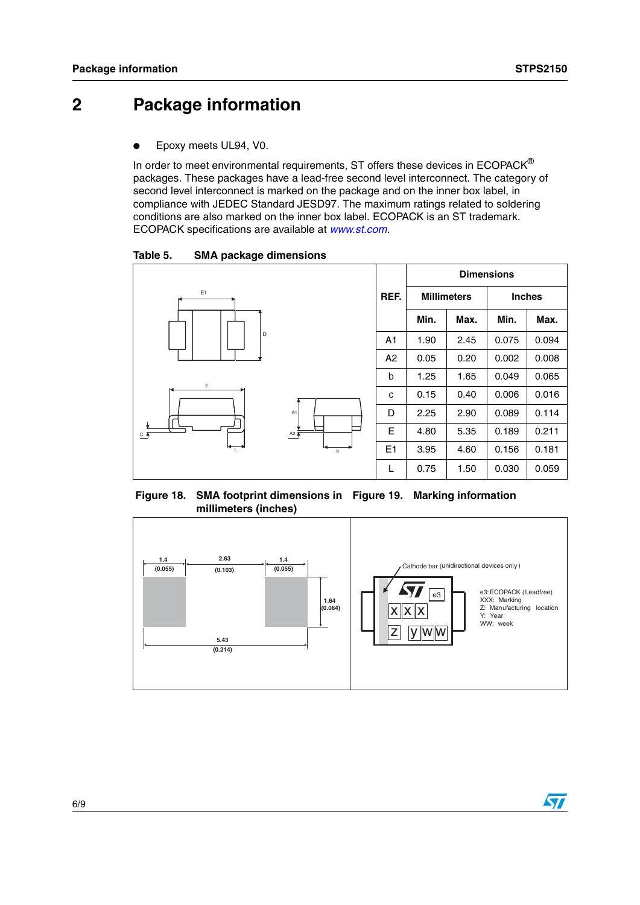# 2 Package information

- Epoxy meets UL94, V0.

In order to meet environmental requirements, ST offers these devices in ECOPACK® packages. These packages have a lead-free second level interconnect. The category of second level interconnect is marked on the package and on the inner box label, in compliance with JEDEC Standard JESD97. The maximum ratings related to soldering conditions are also marked on the inner box label. ECOPACK is an ST trademark. ECOPACK specifications are available at www.st.com.

**Table 5. SMA package dimensions**

| REF. | Dimensions | | | |
|---|---|---|---|---|
| | Millimeters | | Inches | |
| | Min. | Max. | Min. | Max. |
| A1 | 1.90 | 2.45 | 0.075 | 0.094 |
| A2 | 0.05 | 0.20 | 0.002 | 0.008 |
| b | 1.25 | 1.65 | 0.049 | 0.065 |
| c | 0.15 | 0.40 | 0.006 | 0.016 |
| D | 2.25 | 2.90 | 0.089 | 0.114 |
| E | 4.80 | 5.35 | 0.189 | 0.211 |
| E1 | 3.95 | 4.60 | 0.156 | 0.181 |
| L | 0.75 | 1.50 | 0.030 | 0.059 |

**Figure 18. SMA footprint dimensions in millimeters (inches)**

1.4 (0.055) — 2.63 (0.103) — 1.4 (0.055); 1.64 (0.064); 5.43 (0.214)

**Figure 19. Marking information**

Cathode bar (unidirectional devices only)

e3: ECOPACK (Leadfree)
XXX: Marking
Z: Manufacturing location
Y: Year
WW: week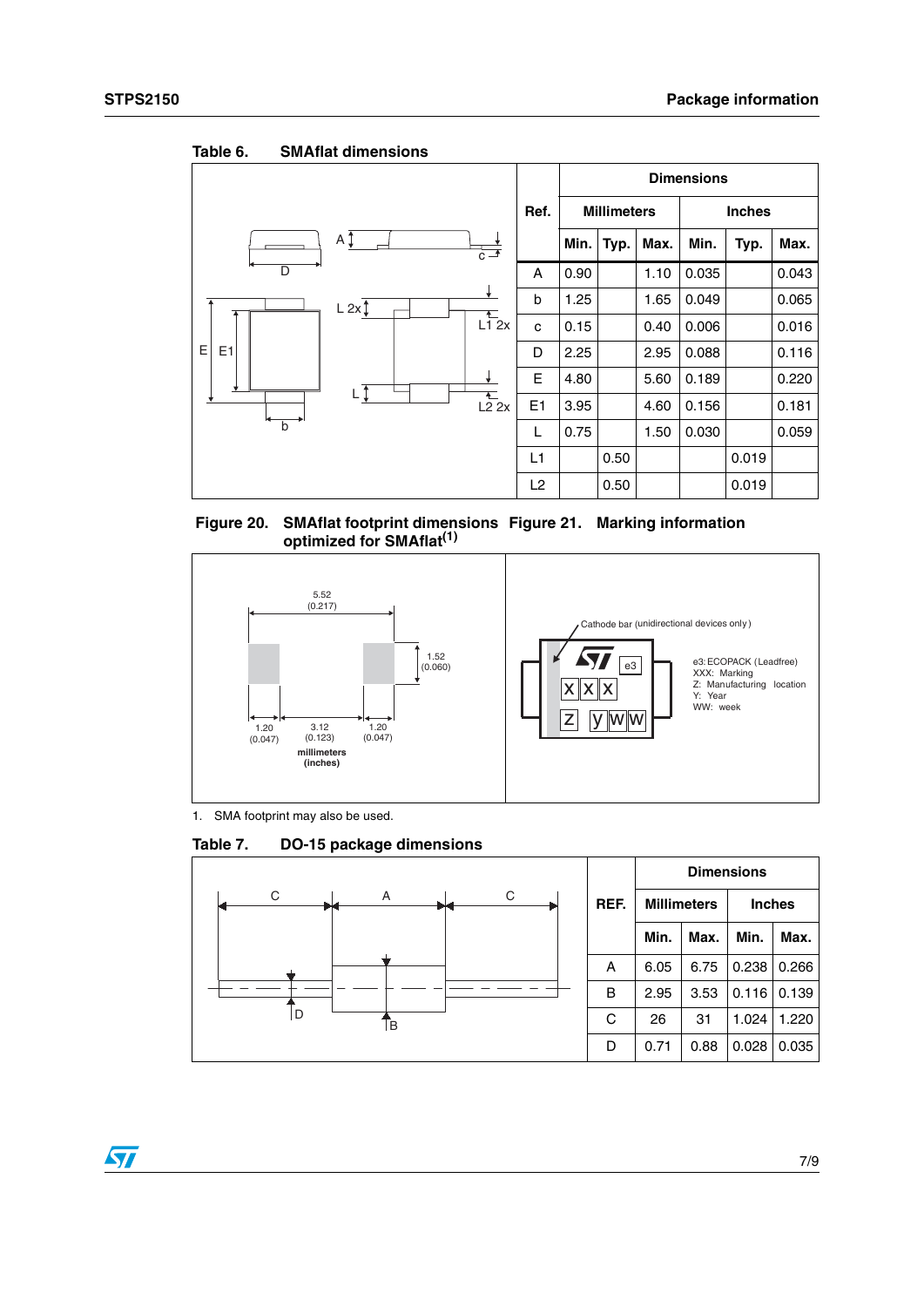Table 6. SMAflat dimensions

| Ref. | Dimensions | | | | | |
|---|---|---|---|---|---|---|
| | Millimeters | | | Inches | | |
| | Min. | Typ. | Max. | Min. | Typ. | Max. |
| A | 0.90 | | 1.10 | 0.035 | | 0.043 |
| b | 1.25 | | 1.65 | 0.049 | | 0.065 |
| c | 0.15 | | 0.40 | 0.006 | | 0.016 |
| D | 2.25 | | 2.95 | 0.088 | | 0.116 |
| E | 4.80 | | 5.60 | 0.189 | | 0.220 |
| E1 | 3.95 | | 4.60 | 0.156 | | 0.181 |
| L | 0.75 | | 1.50 | 0.030 | | 0.059 |
| L1 | | 0.50 | | | 0.019 | |
| L2 | | 0.50 | | | 0.019 | |

Figure 20. SMAflat footprint dimensions optimized for SMAflat[(1)]

Figure 21. Marking information

1. SMA footprint may also be used.

Table 7. DO-15 package dimensions

| REF. | Dimensions | | | |
|---|---|---|---|---|
| | Millimeters | | Inches | |
| | Min. | Max. | Min. | Max. |
| A | 6.05 | 6.75 | 0.238 | 0.266 |
| B | 2.95 | 3.53 | 0.116 | 0.139 |
| C | 26 | 31 | 1.024 | 1.220 |
| D | 0.71 | 0.88 | 0.028 | 0.035 |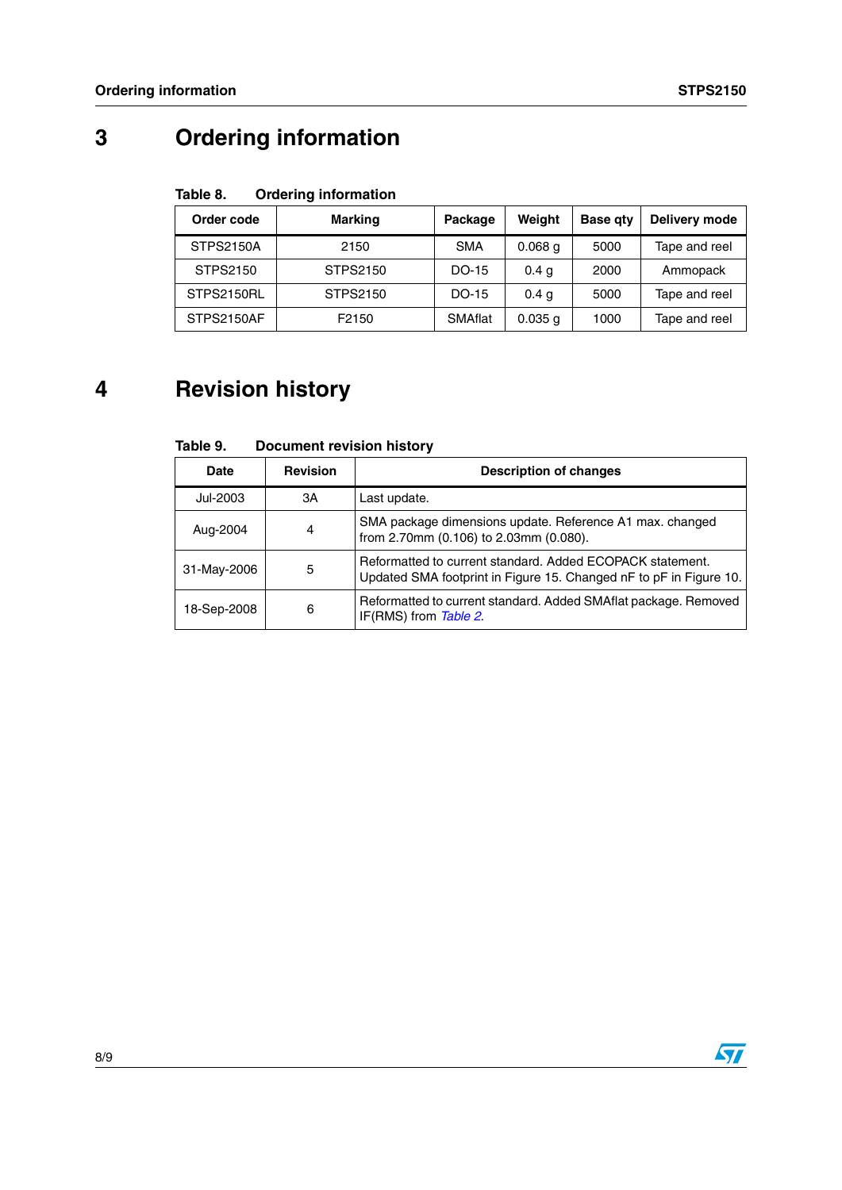# 3 Ordering information

**Table 8. Ordering information**

| Order code | Marking | Package | Weight | Base qty | Delivery mode |
|---|---|---|---|---|---|
| STPS2150A | 2150 | SMA | 0.068 g | 5000 | Tape and reel |
| STPS2150 | STPS2150 | DO-15 | 0.4 g | 2000 | Ammopack |
| STPS2150RL | STPS2150 | DO-15 | 0.4 g | 5000 | Tape and reel |
| STPS2150AF | F2150 | SMAflat | 0.035 g | 1000 | Tape and reel |

# 4 Revision history

**Table 9. Document revision history**

| Date | Revision | Description of changes |
|---|---|---|
| Jul-2003 | 3A | Last update. |
| Aug-2004 | 4 | SMA package dimensions update. Reference A1 max. changed from 2.70mm (0.106) to 2.03mm (0.080). |
| 31-May-2006 | 5 | Reformatted to current standard. Added ECOPACK statement. Updated SMA footprint in Figure 15. Changed nF to pF in Figure 10. |
| 18-Sep-2008 | 6 | Reformatted to current standard. Added SMAflat package. Removed $I_{F(RMS)}$ from *Table 2*. |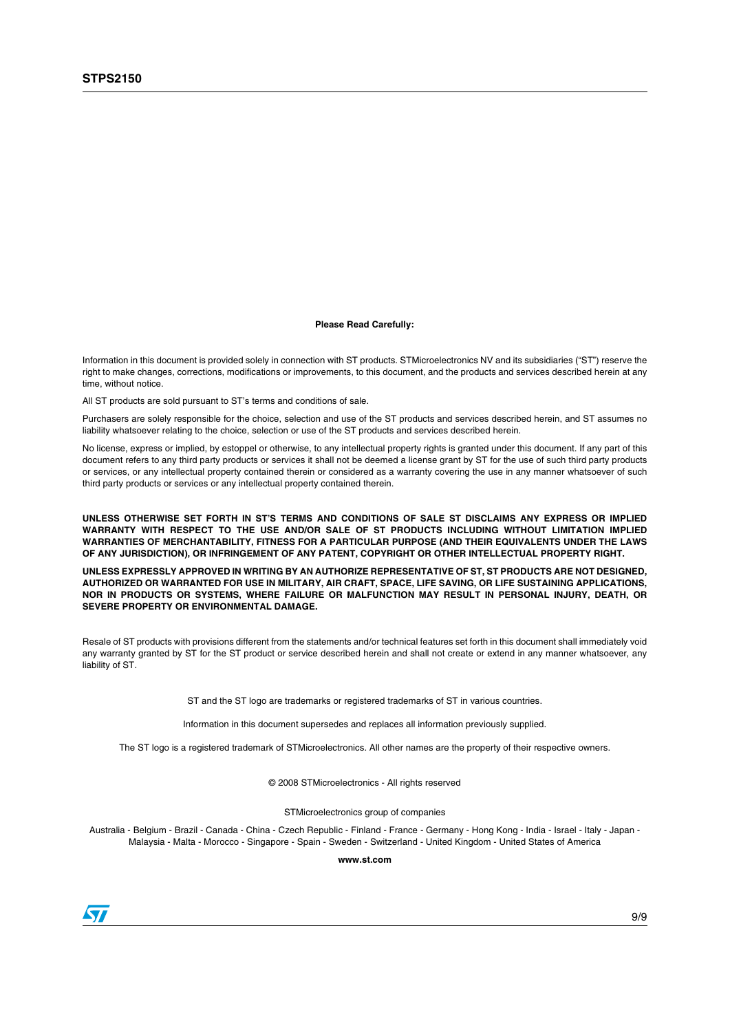**Please Read Carefully:**

Information in this document is provided solely in connection with ST products. STMicroelectronics NV and its subsidiaries ("ST") reserve the right to make changes, corrections, modifications or improvements, to this document, and the products and services described herein at any time, without notice.

All ST products are sold pursuant to ST's terms and conditions of sale.

Purchasers are solely responsible for the choice, selection and use of the ST products and services described herein, and ST assumes no liability whatsoever relating to the choice, selection or use of the ST products and services described herein.

No license, express or implied, by estoppel or otherwise, to any intellectual property rights is granted under this document. If any part of this document refers to any third party products or services it shall not be deemed a license grant by ST for the use of such third party products or services, or any intellectual property contained therein or considered as a warranty covering the use in any manner whatsoever of such third party products or services or any intellectual property contained therein.

**UNLESS OTHERWISE SET FORTH IN ST'S TERMS AND CONDITIONS OF SALE ST DISCLAIMS ANY EXPRESS OR IMPLIED WARRANTY WITH RESPECT TO THE USE AND/OR SALE OF ST PRODUCTS INCLUDING WITHOUT LIMITATION IMPLIED WARRANTIES OF MERCHANTABILITY, FITNESS FOR A PARTICULAR PURPOSE (AND THEIR EQUIVALENTS UNDER THE LAWS OF ANY JURISDICTION), OR INFRINGEMENT OF ANY PATENT, COPYRIGHT OR OTHER INTELLECTUAL PROPERTY RIGHT.**

**UNLESS EXPRESSLY APPROVED IN WRITING BY AN AUTHORIZE REPRESENTATIVE OF ST, ST PRODUCTS ARE NOT DESIGNED, AUTHORIZED OR WARRANTED FOR USE IN MILITARY, AIR CRAFT, SPACE, LIFE SAVING, OR LIFE SUSTAINING APPLICATIONS, NOR IN PRODUCTS OR SYSTEMS, WHERE FAILURE OR MALFUNCTION MAY RESULT IN PERSONAL INJURY, DEATH, OR SEVERE PROPERTY OR ENVIRONMENTAL DAMAGE.**

Resale of ST products with provisions different from the statements and/or technical features set forth in this document shall immediately void any warranty granted by ST for the ST product or service described herein and shall not create or extend in any manner whatsoever, any liability of ST.

ST and the ST logo are trademarks or registered trademarks of ST in various countries.

Information in this document supersedes and replaces all information previously supplied.

The ST logo is a registered trademark of STMicroelectronics. All other names are the property of their respective owners.

© 2008 STMicroelectronics - All rights reserved

STMicroelectronics group of companies

Australia - Belgium - Brazil - Canada - China - Czech Republic - Finland - France - Germany - Hong Kong - India - Israel - Italy - Japan - Malaysia - Malta - Morocco - Singapore - Spain - Sweden - Switzerland - United Kingdom - United States of America

**www.st.com**